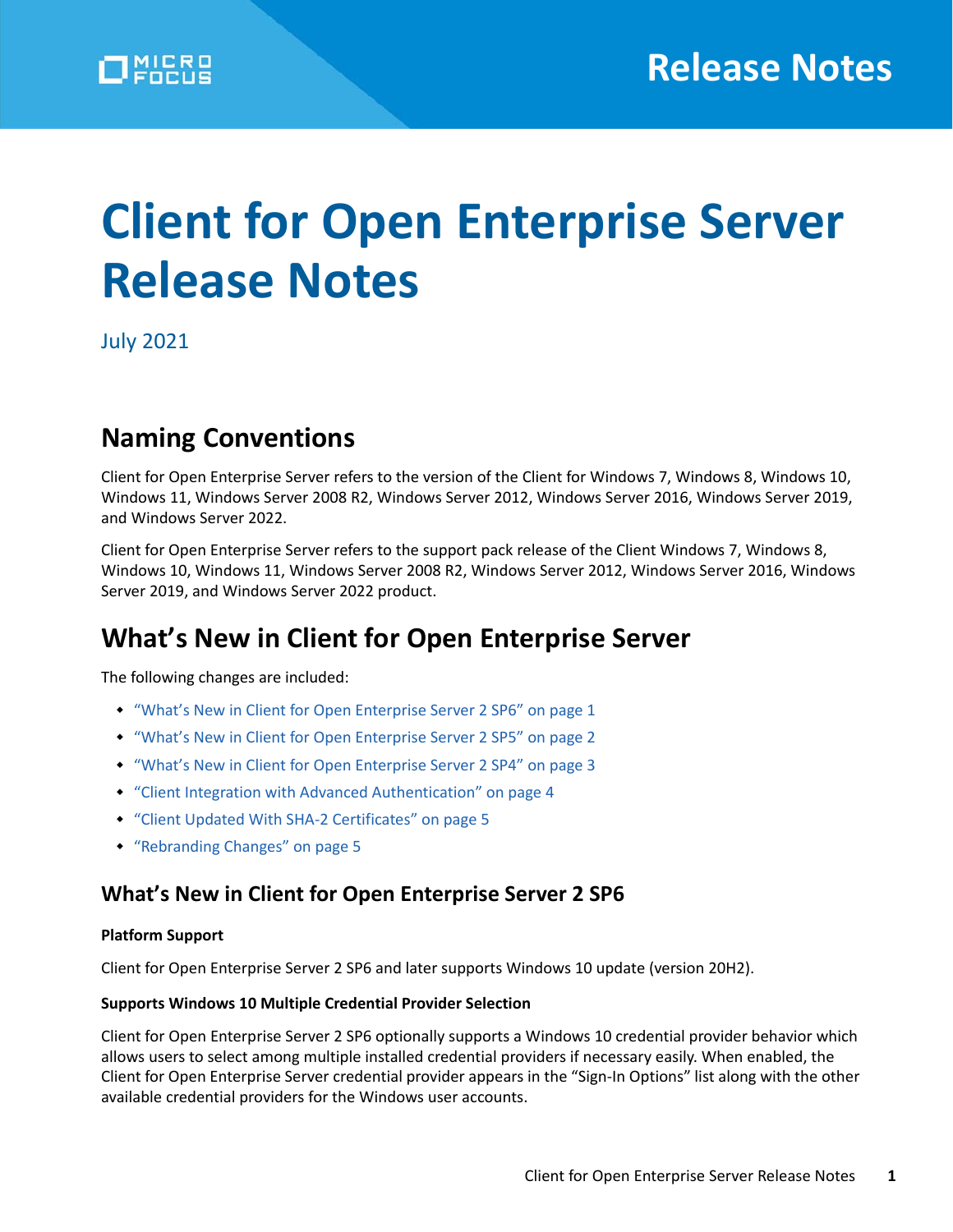# Client for Open Enterprise Server Release Notes

July 2021

## Naming Conventions

Client for Open Enterprise Server refers to the version of the Client for Windows 7, Windows 8, Windows 10, Windows 11, Windows Server 2008 R2, Windows Server 2012, Windows Server 2016, Windows Server 2019, and Windows Server 2022.

Client for Open Enterprise Server refers to the support pack release of the Client Windows 7, Windows 8, Windows 10, Windows 11, Windows Server 2008 R2, Windows Server 2012, Windows Server 2016, Windows Server 2019, and Windows Server 2022 product.

## What's New in Client for Open Enterprise Server

The following changes are included:

- "What's New in Client for Open Enterprise Server 2 SP6" on page 1
- "What's New in Client for Open Enterprise Server 2 SP5" on page 2
- "What's New in Client for Open Enterprise Server 2 SP4" on page 3
- "Client Integration with Advanced Authentication" on page 4
- "Client Updated With SHA-2 Certificates" on page 5
- "Rebranding Changes" on page 5

### What's New in Client for Open Enterprise Server 2 SP6

**Platform Support**

Client for Open Enterprise Server 2 SP6 and later supports Windows 10 update (version 20H2).

**Supports Windows 10 Multiple Credential Provider Selection**

Client for Open Enterprise Server 2 SP6 optionally supports a Windows 10 credential provider behavior which allows users to select among multiple installed credential providers if necessary easily. When enabled, the Client for Open Enterprise Server credential provider appears in the "Sign-In Options" list along with the other available credential providers for the Windows user accounts.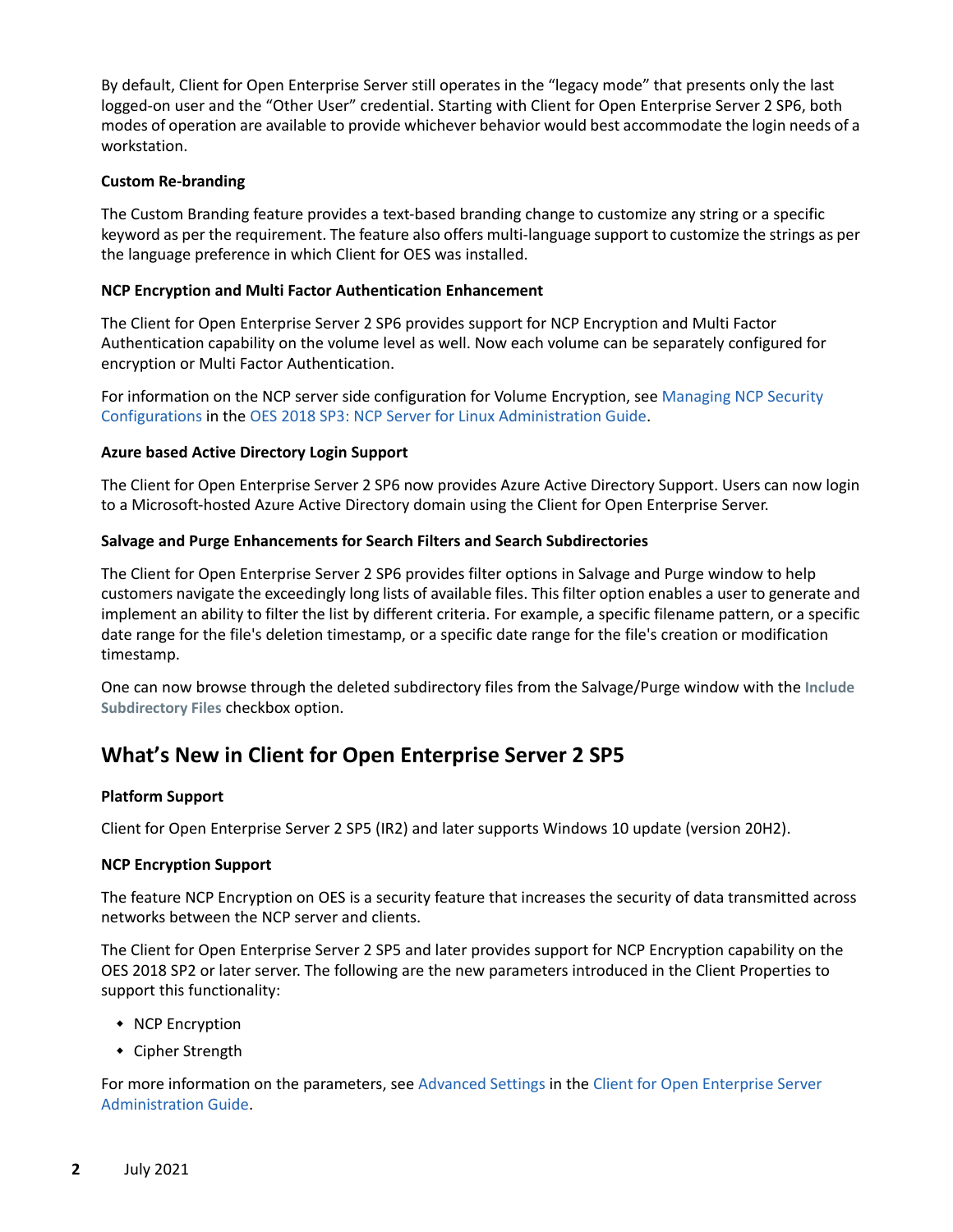By default, Client for Open Enterprise Server still operates in the "legacy mode" that presents only the last logged-on user and the "Other User" credential. Starting with Client for Open Enterprise Server 2 SP6, both modes of operation are available to provide whichever behavior would best accommodate the login needs of a workstation.

#### Custom Re-branding

The Custom Branding feature provides a text-based branding change to customize any string or a specific keyword as per the requirement. The feature also offers multi-language support to customize the strings as per the language preference in which Client for OES was installed.

#### NCP Encryption and Multi Factor Authentication Enhancement

The Client for Open Enterprise Server 2 SP6 provides support for NCP Encryption and Multi Factor Authentication capability on the volume level as well. Now each volume can be separately configured for encryption or Multi Factor Authentication.

For information on the NCP server side configuration for Volume Encryption, see Managing NCP Security Configurations in the OES 2018 SP3: NCP Server for Linux Administration Guide.

#### Azure based Active Directory Login Support

The Client for Open Enterprise Server 2 SP6 now provides Azure Active Directory Support. Users can now login to a Microsoft-hosted Azure Active Directory domain using the Client for Open Enterprise Server.

#### Salvage and Purge Enhancements for Search Filters and Search Subdirectories

The Client for Open Enterprise Server 2 SP6 provides filter options in Salvage and Purge window to help customers navigate the exceedingly long lists of available files. This filter option enables a user to generate and implement an ability to filter the list by different criteria. For example, a specific filename pattern, or a specific date range for the file's deletion timestamp, or a specific date range for the file's creation or modification timestamp.

One can now browse through the deleted subdirectory files from the Salvage/Purge window with the **Include Subdirectory Files** checkbox option.

## What's New in Client for Open Enterprise Server 2 SP5

#### Platform Support

Client for Open Enterprise Server 2 SP5 (IR2) and later supports Windows 10 update (version 20H2).

#### NCP Encryption Support

The feature NCP Encryption on OES is a security feature that increases the security of data transmitted across networks between the NCP server and clients.

The Client for Open Enterprise Server 2 SP5 and later provides support for NCP Encryption capability on the OES 2018 SP2 or later server. The following are the new parameters introduced in the Client Properties to support this functionality:

- NCP Encryption
- Cipher Strength

For more information on the parameters, see Advanced Settings in the Client for Open Enterprise Server Administration Guide.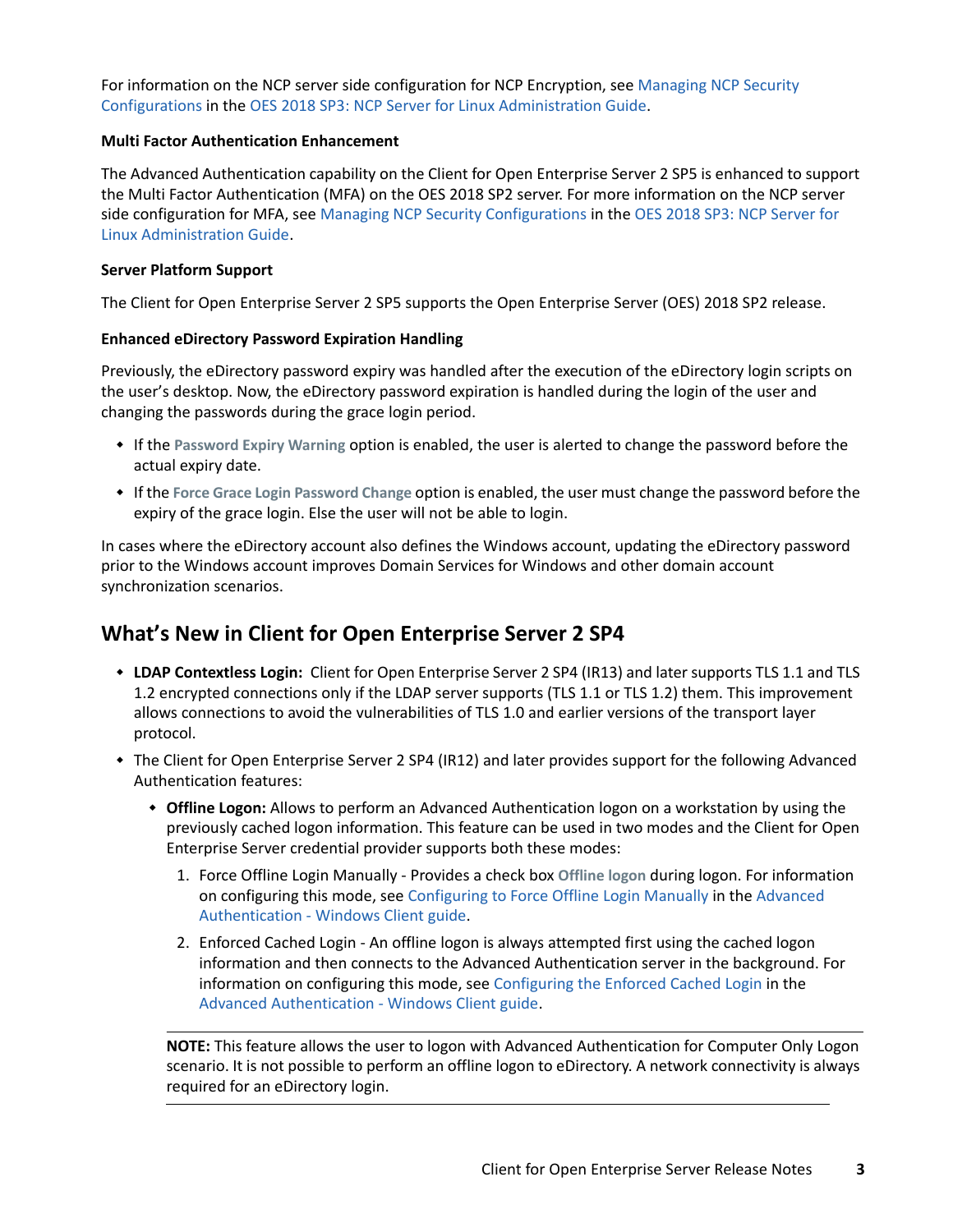For information on the NCP server side configuration for NCP Encryption, see Managing NCP Security Configurations in the OES 2018 SP3: NCP Server for Linux Administration Guide.

#### Multi Factor Authentication Enhancement

The Advanced Authentication capability on the Client for Open Enterprise Server 2 SP5 is enhanced to support the Multi Factor Authentication (MFA) on the OES 2018 SP2 server. For more information on the NCP server side configuration for MFA, see Managing NCP Security Configurations in the OES 2018 SP3: NCP Server for Linux Administration Guide.

#### Server Platform Support

The Client for Open Enterprise Server 2 SP5 supports the Open Enterprise Server (OES) 2018 SP2 release.

#### Enhanced eDirectory Password Expiration Handling

Previously, the eDirectory password expiry was handled after the execution of the eDirectory login scripts on the user's desktop. Now, the eDirectory password expiration is handled during the login of the user and changing the passwords during the grace login period.

- If the **Password Expiry Warning** option is enabled, the user is alerted to change the password before the actual expiry date.
- If the **Force Grace Login Password Change** option is enabled, the user must change the password before the expiry of the grace login. Else the user will not be able to login.

In cases where the eDirectory account also defines the Windows account, updating the eDirectory password prior to the Windows account improves Domain Services for Windows and other domain account synchronization scenarios.

## What's New in Client for Open Enterprise Server 2 SP4

- **LDAP Contextless Login:** Client for Open Enterprise Server 2 SP4 (IR13) and later supports TLS 1.1 and TLS 1.2 encrypted connections only if the LDAP server supports (TLS 1.1 or TLS 1.2) them. This improvement allows connections to avoid the vulnerabilities of TLS 1.0 and earlier versions of the transport layer protocol.
- The Client for Open Enterprise Server 2 SP4 (IR12) and later provides support for the following Advanced Authentication features:
  - **Offline Logon:** Allows to perform an Advanced Authentication logon on a workstation by using the previously cached logon information. This feature can be used in two modes and the Client for Open Enterprise Server credential provider supports both these modes:
    1. Force Offline Login Manually - Provides a check box **Offline logon** during logon. For information on configuring this mode, see Configuring to Force Offline Login Manually in the Advanced Authentication - Windows Client guide.
    2. Enforced Cached Login - An offline logon is always attempted first using the cached logon information and then connects to the Advanced Authentication server in the background. For information on configuring this mode, see Configuring the Enforced Cached Login in the Advanced Authentication - Windows Client guide.

    **NOTE:** This feature allows the user to logon with Advanced Authentication for Computer Only Logon scenario. It is not possible to perform an offline logon to eDirectory. A network connectivity is always required for an eDirectory login.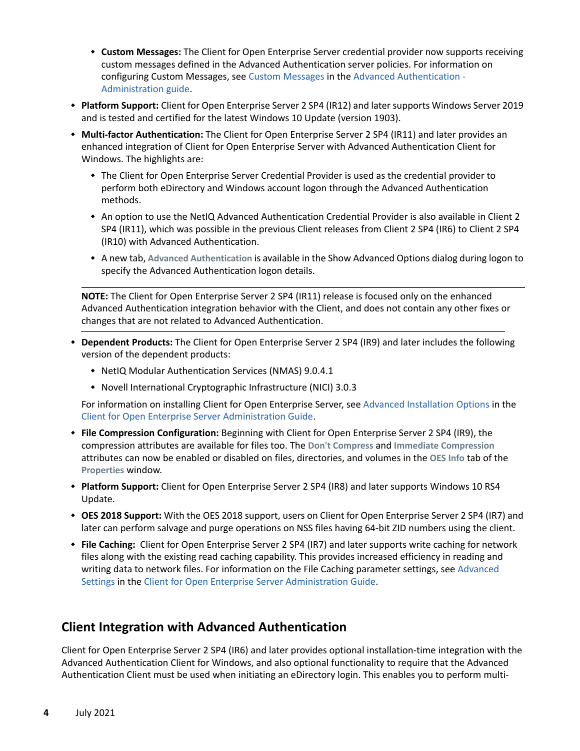- **Custom Messages:** The Client for Open Enterprise Server credential provider now supports receiving custom messages defined in the Advanced Authentication server policies. For information on configuring Custom Messages, see Custom Messages in the Advanced Authentication - Administration guide.

- **Platform Support:** Client for Open Enterprise Server 2 SP4 (IR12) and later supports Windows Server 2019 and is tested and certified for the latest Windows 10 Update (version 1903).
- **Multi-factor Authentication:** The Client for Open Enterprise Server 2 SP4 (IR11) and later provides an enhanced integration of Client for Open Enterprise Server with Advanced Authentication Client for Windows. The highlights are:
  - The Client for Open Enterprise Server Credential Provider is used as the credential provider to perform both eDirectory and Windows account logon through the Advanced Authentication methods.
  - An option to use the NetIQ Advanced Authentication Credential Provider is also available in Client 2 SP4 (IR11), which was possible in the previous Client releases from Client 2 SP4 (IR6) to Client 2 SP4 (IR10) with Advanced Authentication.
  - A new tab, **Advanced Authentication** is available in the Show Advanced Options dialog during logon to specify the Advanced Authentication logon details.

**NOTE:** The Client for Open Enterprise Server 2 SP4 (IR11) release is focused only on the enhanced Advanced Authentication integration behavior with the Client, and does not contain any other fixes or changes that are not related to Advanced Authentication.

- **Dependent Products:** The Client for Open Enterprise Server 2 SP4 (IR9) and later includes the following version of the dependent products:
  - NetIQ Modular Authentication Services (NMAS) 9.0.4.1
  - Novell International Cryptographic Infrastructure (NICI) 3.0.3

  For information on installing Client for Open Enterprise Server, see Advanced Installation Options in the Client for Open Enterprise Server Administration Guide.
- **File Compression Configuration:** Beginning with Client for Open Enterprise Server 2 SP4 (IR9), the compression attributes are available for files too. The **Don't Compress** and **Immediate Compression** attributes can now be enabled or disabled on files, directories, and volumes in the **OES Info** tab of the **Properties** window.
- **Platform Support:** Client for Open Enterprise Server 2 SP4 (IR8) and later supports Windows 10 RS4 Update.
- **OES 2018 Support:** With the OES 2018 support, users on Client for Open Enterprise Server 2 SP4 (IR7) and later can perform salvage and purge operations on NSS files having 64-bit ZID numbers using the client.
- **File Caching:** Client for Open Enterprise Server 2 SP4 (IR7) and later supports write caching for network files along with the existing read caching capability. This provides increased efficiency in reading and writing data to network files. For information on the File Caching parameter settings, see Advanced Settings in the Client for Open Enterprise Server Administration Guide.

## Client Integration with Advanced Authentication

Client for Open Enterprise Server 2 SP4 (IR6) and later provides optional installation-time integration with the Advanced Authentication Client for Windows, and also optional functionality to require that the Advanced Authentication Client must be used when initiating an eDirectory login. This enables you to perform multi-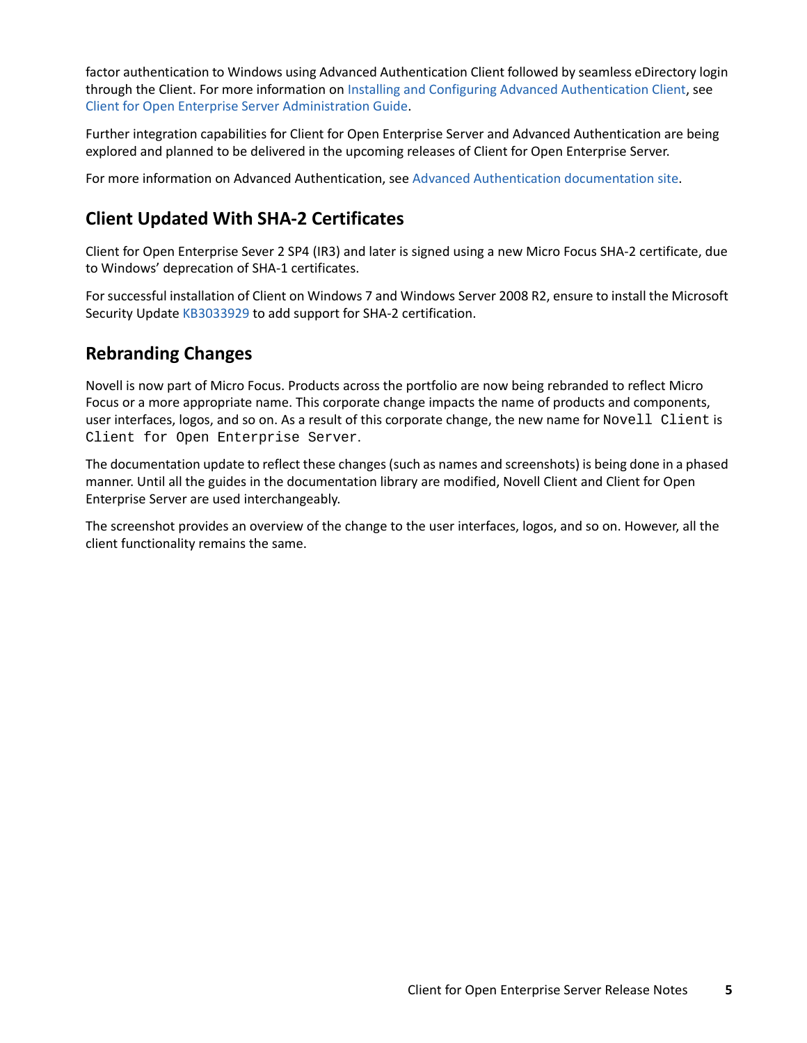factor authentication to Windows using Advanced Authentication Client followed by seamless eDirectory login through the Client. For more information on Installing and Configuring Advanced Authentication Client, see Client for Open Enterprise Server Administration Guide.

Further integration capabilities for Client for Open Enterprise Server and Advanced Authentication are being explored and planned to be delivered in the upcoming releases of Client for Open Enterprise Server.

For more information on Advanced Authentication, see Advanced Authentication documentation site.

## Client Updated With SHA-2 Certificates

Client for Open Enterprise Sever 2 SP4 (IR3) and later is signed using a new Micro Focus SHA-2 certificate, due to Windows' deprecation of SHA-1 certificates.

For successful installation of Client on Windows 7 and Windows Server 2008 R2, ensure to install the Microsoft Security Update KB3033929 to add support for SHA-2 certification.

## Rebranding Changes

Novell is now part of Micro Focus. Products across the portfolio are now being rebranded to reflect Micro Focus or a more appropriate name. This corporate change impacts the name of products and components, user interfaces, logos, and so on. As a result of this corporate change, the new name for `Novell Client` is `Client for Open Enterprise Server`.

The documentation update to reflect these changes (such as names and screenshots) is being done in a phased manner. Until all the guides in the documentation library are modified, Novell Client and Client for Open Enterprise Server are used interchangeably.

The screenshot provides an overview of the change to the user interfaces, logos, and so on. However, all the client functionality remains the same.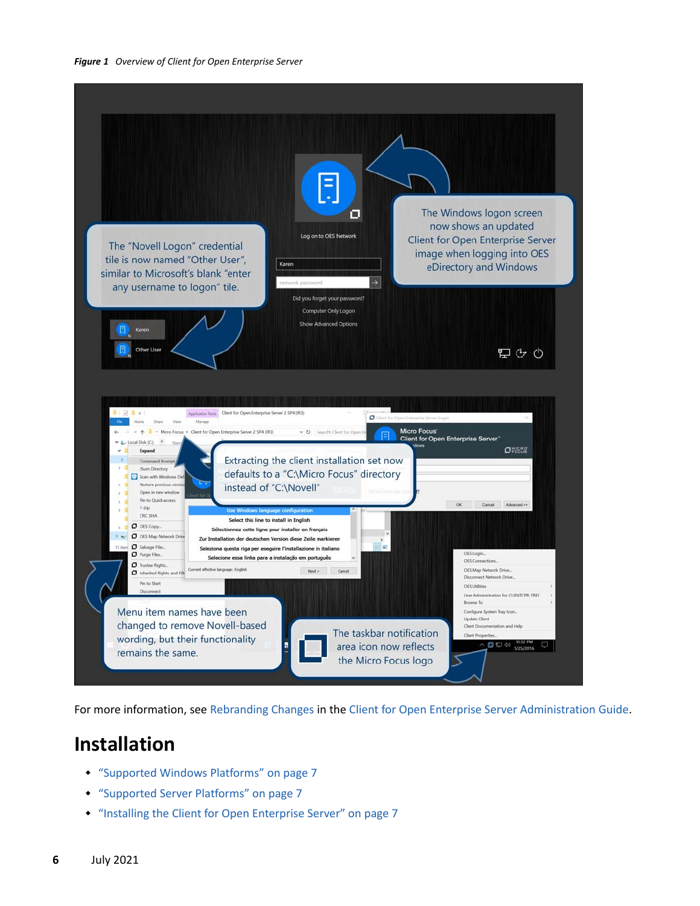*Figure 1 Overview of Client for Open Enterprise Server*

For more information, see Rebranding Changes in the Client for Open Enterprise Server Administration Guide.

# Installation

- "Supported Windows Platforms" on page 7
- "Supported Server Platforms" on page 7
- "Installing the Client for Open Enterprise Server" on page 7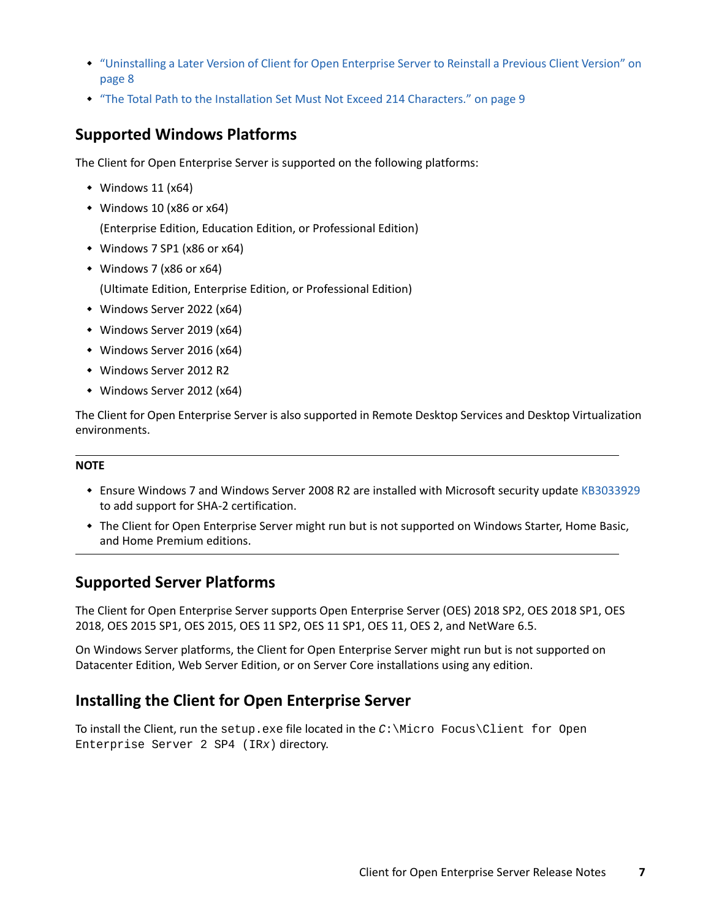- "Uninstalling a Later Version of Client for Open Enterprise Server to Reinstall a Previous Client Version" on page 8
- "The Total Path to the Installation Set Must Not Exceed 214 Characters." on page 9

## Supported Windows Platforms

The Client for Open Enterprise Server is supported on the following platforms:

- Windows 11 (x64)
- Windows 10 (x86 or x64)

  (Enterprise Edition, Education Edition, or Professional Edition)
- Windows 7 SP1 (x86 or x64)
- Windows 7 (x86 or x64)

  (Ultimate Edition, Enterprise Edition, or Professional Edition)
- Windows Server 2022 (x64)
- Windows Server 2019 (x64)
- Windows Server 2016 (x64)
- Windows Server 2012 R2
- Windows Server 2012 (x64)

The Client for Open Enterprise Server is also supported in Remote Desktop Services and Desktop Virtualization environments.

---

**NOTE**

- Ensure Windows 7 and Windows Server 2008 R2 are installed with Microsoft security update KB3033929 to add support for SHA-2 certification.
- The Client for Open Enterprise Server might run but is not supported on Windows Starter, Home Basic, and Home Premium editions.

---

## Supported Server Platforms

The Client for Open Enterprise Server supports Open Enterprise Server (OES) 2018 SP2, OES 2018 SP1, OES 2018, OES 2015 SP1, OES 2015, OES 11 SP2, OES 11 SP1, OES 11, OES 2, and NetWare 6.5.

On Windows Server platforms, the Client for Open Enterprise Server might run but is not supported on Datacenter Edition, Web Server Edition, or on Server Core installations using any edition.

## Installing the Client for Open Enterprise Server

To install the Client, run the `setup.exe` file located in the `C:\Micro Focus\Client for Open Enterprise Server 2 SP4 (IRx)` directory.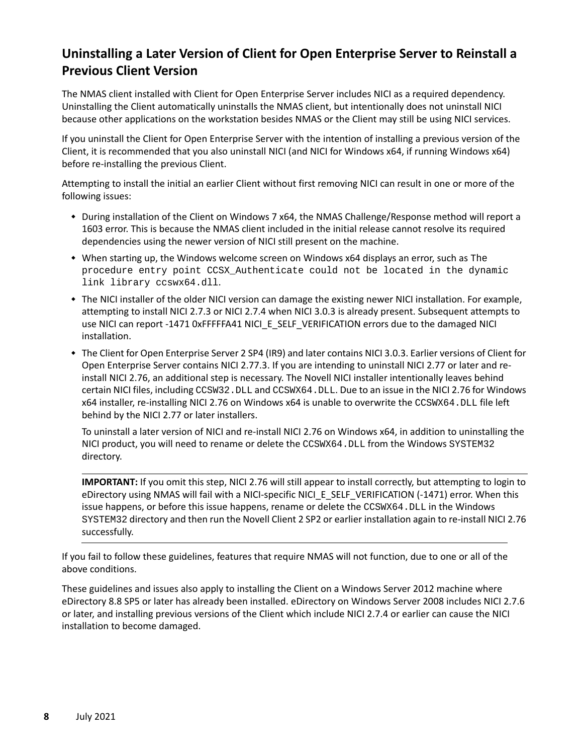## Uninstalling a Later Version of Client for Open Enterprise Server to Reinstall a Previous Client Version

The NMAS client installed with Client for Open Enterprise Server includes NICI as a required dependency. Uninstalling the Client automatically uninstalls the NMAS client, but intentionally does not uninstall NICI because other applications on the workstation besides NMAS or the Client may still be using NICI services.

If you uninstall the Client for Open Enterprise Server with the intention of installing a previous version of the Client, it is recommended that you also uninstall NICI (and NICI for Windows x64, if running Windows x64) before re-installing the previous Client.

Attempting to install the initial an earlier Client without first removing NICI can result in one or more of the following issues:

- During installation of the Client on Windows 7 x64, the NMAS Challenge/Response method will report a 1603 error. This is because the NMAS client included in the initial release cannot resolve its required dependencies using the newer version of NICI still present on the machine.
- When starting up, the Windows welcome screen on Windows x64 displays an error, such as `The procedure entry point CCSX_Authenticate could not be located in the dynamic link library ccswx64.dll`.
- The NICI installer of the older NICI version can damage the existing newer NICI installation. For example, attempting to install NICI 2.7.3 or NICI 2.7.4 when NICI 3.0.3 is already present. Subsequent attempts to use NICI can report -1471 0xFFFFFA41 NICI_E_SELF_VERIFICATION errors due to the damaged NICI installation.
- The Client for Open Enterprise Server 2 SP4 (IR9) and later contains NICI 3.0.3. Earlier versions of Client for Open Enterprise Server contains NICI 2.77.3. If you are intending to uninstall NICI 2.77 or later and re-install NICI 2.76, an additional step is necessary. The Novell NICI installer intentionally leaves behind certain NICI files, including `CCSW32.DLL` and `CCSWX64.DLL`. Due to an issue in the NICI 2.76 for Windows x64 installer, re-installing NICI 2.76 on Windows x64 is unable to overwrite the `CCSWX64.DLL` file left behind by the NICI 2.77 or later installers.

  To uninstall a later version of NICI and re-install NICI 2.76 on Windows x64, in addition to uninstalling the NICI product, you will need to rename or delete the `CCSWX64.DLL` from the Windows `SYSTEM32` directory.

  **IMPORTANT:** If you omit this step, NICI 2.76 will still appear to install correctly, but attempting to login to eDirectory using NMAS will fail with a NICI-specific NICI_E_SELF_VERIFICATION (-1471) error. When this issue happens, or before this issue happens, rename or delete the `CCSWX64.DLL` in the Windows SYSTEM32 directory and then run the Novell Client 2 SP2 or earlier installation again to re-install NICI 2.76 successfully.

If you fail to follow these guidelines, features that require NMAS will not function, due to one or all of the above conditions.

These guidelines and issues also apply to installing the Client on a Windows Server 2012 machine where eDirectory 8.8 SP5 or later has already been installed. eDirectory on Windows Server 2008 includes NICI 2.7.6 or later, and installing previous versions of the Client which include NICI 2.7.4 or earlier can cause the NICI installation to become damaged.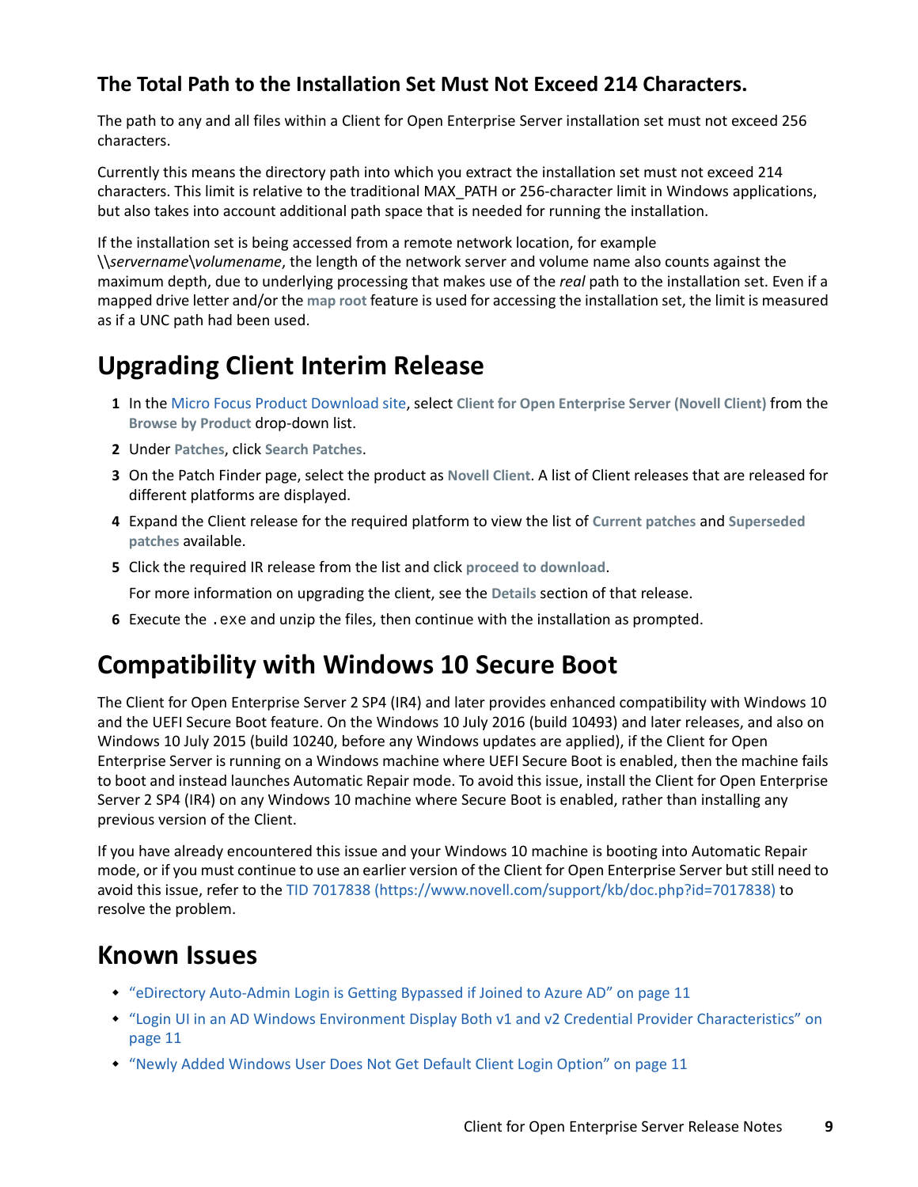### The Total Path to the Installation Set Must Not Exceed 214 Characters.

The path to any and all files within a Client for Open Enterprise Server installation set must not exceed 256 characters.

Currently this means the directory path into which you extract the installation set must not exceed 214 characters. This limit is relative to the traditional MAX_PATH or 256-character limit in Windows applications, but also takes into account additional path space that is needed for running the installation.

If the installation set is being accessed from a remote network location, for example \\*servername*\*volumename*, the length of the network server and volume name also counts against the maximum depth, due to underlying processing that makes use of the *real* path to the installation set. Even if a mapped drive letter and/or the **map root** feature is used for accessing the installation set, the limit is measured as if a UNC path had been used.

## Upgrading Client Interim Release

1. In the Micro Focus Product Download site, select **Client for Open Enterprise Server (Novell Client)** from the **Browse by Product** drop-down list.
2. Under **Patches**, click **Search Patches**.
3. On the Patch Finder page, select the product as **Novell Client**. A list of Client releases that are released for different platforms are displayed.
4. Expand the Client release for the required platform to view the list of **Current patches** and **Superseded patches** available.
5. Click the required IR release from the list and click **proceed to download**.

   For more information on upgrading the client, see the **Details** section of that release.
6. Execute the `.exe` and unzip the files, then continue with the installation as prompted.

## Compatibility with Windows 10 Secure Boot

The Client for Open Enterprise Server 2 SP4 (IR4) and later provides enhanced compatibility with Windows 10 and the UEFI Secure Boot feature. On the Windows 10 July 2016 (build 10493) and later releases, and also on Windows 10 July 2015 (build 10240, before any Windows updates are applied), if the Client for Open Enterprise Server is running on a Windows machine where UEFI Secure Boot is enabled, then the machine fails to boot and instead launches Automatic Repair mode. To avoid this issue, install the Client for Open Enterprise Server 2 SP4 (IR4) on any Windows 10 machine where Secure Boot is enabled, rather than installing any previous version of the Client.

If you have already encountered this issue and your Windows 10 machine is booting into Automatic Repair mode, or if you must continue to use an earlier version of the Client for Open Enterprise Server but still need to avoid this issue, refer to the TID 7017838 (https://www.novell.com/support/kb/doc.php?id=7017838) to resolve the problem.

## Known Issues

- "eDirectory Auto-Admin Login is Getting Bypassed if Joined to Azure AD" on page 11
- "Login UI in an AD Windows Environment Display Both v1 and v2 Credential Provider Characteristics" on page 11
- "Newly Added Windows User Does Not Get Default Client Login Option" on page 11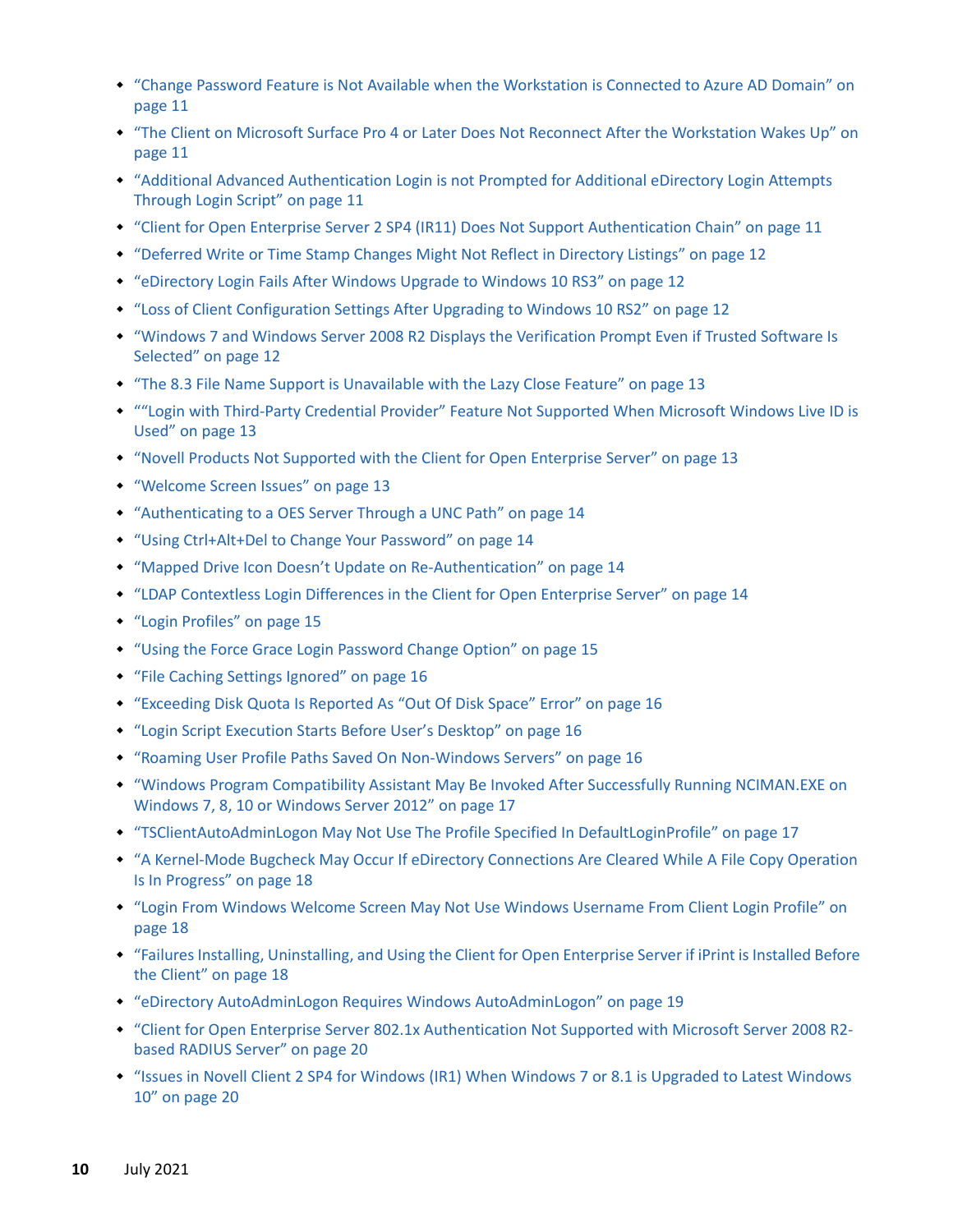- "Change Password Feature is Not Available when the Workstation is Connected to Azure AD Domain" on page 11
- "The Client on Microsoft Surface Pro 4 or Later Does Not Reconnect After the Workstation Wakes Up" on page 11
- "Additional Advanced Authentication Login is not Prompted for Additional eDirectory Login Attempts Through Login Script" on page 11
- "Client for Open Enterprise Server 2 SP4 (IR11) Does Not Support Authentication Chain" on page 11
- "Deferred Write or Time Stamp Changes Might Not Reflect in Directory Listings" on page 12
- "eDirectory Login Fails After Windows Upgrade to Windows 10 RS3" on page 12
- "Loss of Client Configuration Settings After Upgrading to Windows 10 RS2" on page 12
- "Windows 7 and Windows Server 2008 R2 Displays the Verification Prompt Even if Trusted Software Is Selected" on page 12
- "The 8.3 File Name Support is Unavailable with the Lazy Close Feature" on page 13
- ""Login with Third-Party Credential Provider" Feature Not Supported When Microsoft Windows Live ID is Used" on page 13
- "Novell Products Not Supported with the Client for Open Enterprise Server" on page 13
- "Welcome Screen Issues" on page 13
- "Authenticating to a OES Server Through a UNC Path" on page 14
- "Using Ctrl+Alt+Del to Change Your Password" on page 14
- "Mapped Drive Icon Doesn't Update on Re-Authentication" on page 14
- "LDAP Contextless Login Differences in the Client for Open Enterprise Server" on page 14
- "Login Profiles" on page 15
- "Using the Force Grace Login Password Change Option" on page 15
- "File Caching Settings Ignored" on page 16
- "Exceeding Disk Quota Is Reported As "Out Of Disk Space" Error" on page 16
- "Login Script Execution Starts Before User's Desktop" on page 16
- "Roaming User Profile Paths Saved On Non-Windows Servers" on page 16
- "Windows Program Compatibility Assistant May Be Invoked After Successfully Running NCIMAN.EXE on Windows 7, 8, 10 or Windows Server 2012" on page 17
- "TSClientAutoAdminLogon May Not Use The Profile Specified In DefaultLoginProfile" on page 17
- "A Kernel-Mode Bugcheck May Occur If eDirectory Connections Are Cleared While A File Copy Operation Is In Progress" on page 18
- "Login From Windows Welcome Screen May Not Use Windows Username From Client Login Profile" on page 18
- "Failures Installing, Uninstalling, and Using the Client for Open Enterprise Server if iPrint is Installed Before the Client" on page 18
- "eDirectory AutoAdminLogon Requires Windows AutoAdminLogon" on page 19
- "Client for Open Enterprise Server 802.1x Authentication Not Supported with Microsoft Server 2008 R2-based RADIUS Server" on page 20
- "Issues in Novell Client 2 SP4 for Windows (IR1) When Windows 7 or 8.1 is Upgraded to Latest Windows 10" on page 20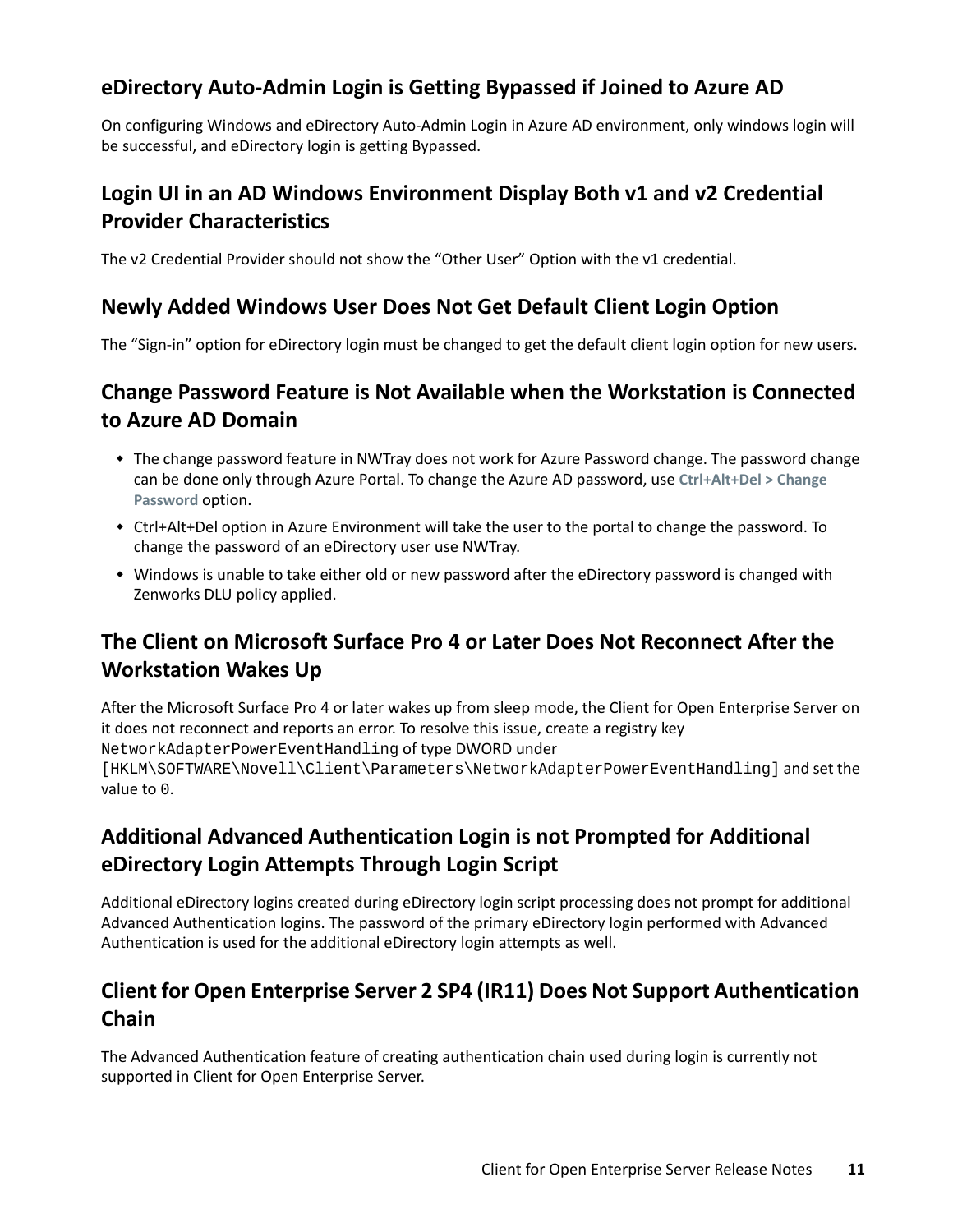## eDirectory Auto-Admin Login is Getting Bypassed if Joined to Azure AD

On configuring Windows and eDirectory Auto-Admin Login in Azure AD environment, only windows login will be successful, and eDirectory login is getting Bypassed.

## Login UI in an AD Windows Environment Display Both v1 and v2 Credential Provider Characteristics

The v2 Credential Provider should not show the “Other User” Option with the v1 credential.

## Newly Added Windows User Does Not Get Default Client Login Option

The “Sign-in” option for eDirectory login must be changed to get the default client login option for new users.

## Change Password Feature is Not Available when the Workstation is Connected to Azure AD Domain

- The change password feature in NWTray does not work for Azure Password change. The password change can be done only through Azure Portal. To change the Azure AD password, use **Ctrl+Alt+Del > Change Password** option.
- Ctrl+Alt+Del option in Azure Environment will take the user to the portal to change the password. To change the password of an eDirectory user use NWTray.
- Windows is unable to take either old or new password after the eDirectory password is changed with Zenworks DLU policy applied.

## The Client on Microsoft Surface Pro 4 or Later Does Not Reconnect After the Workstation Wakes Up

After the Microsoft Surface Pro 4 or later wakes up from sleep mode, the Client for Open Enterprise Server on it does not reconnect and reports an error. To resolve this issue, create a registry key `NetworkAdapterPowerEventHandling` of type DWORD under `[HKLM\SOFTWARE\Novell\Client\Parameters\NetworkAdapterPowerEventHandling]` and set the value to `0`.

## Additional Advanced Authentication Login is not Prompted for Additional eDirectory Login Attempts Through Login Script

Additional eDirectory logins created during eDirectory login script processing does not prompt for additional Advanced Authentication logins. The password of the primary eDirectory login performed with Advanced Authentication is used for the additional eDirectory login attempts as well.

## Client for Open Enterprise Server 2 SP4 (IR11) Does Not Support Authentication Chain

The Advanced Authentication feature of creating authentication chain used during login is currently not supported in Client for Open Enterprise Server.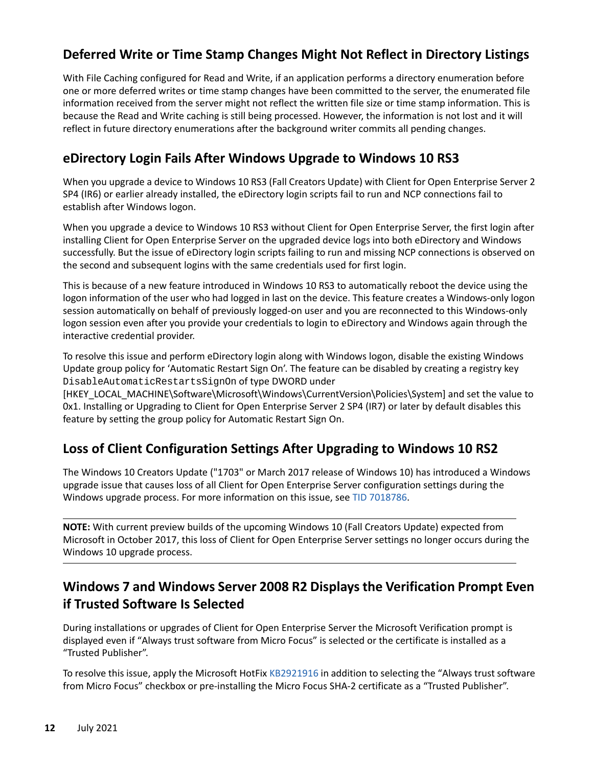## Deferred Write or Time Stamp Changes Might Not Reflect in Directory Listings

With File Caching configured for Read and Write, if an application performs a directory enumeration before one or more deferred writes or time stamp changes have been committed to the server, the enumerated file information received from the server might not reflect the written file size or time stamp information. This is because the Read and Write caching is still being processed. However, the information is not lost and it will reflect in future directory enumerations after the background writer commits all pending changes.

## eDirectory Login Fails After Windows Upgrade to Windows 10 RS3

When you upgrade a device to Windows 10 RS3 (Fall Creators Update) with Client for Open Enterprise Server 2 SP4 (IR6) or earlier already installed, the eDirectory login scripts fail to run and NCP connections fail to establish after Windows logon.

When you upgrade a device to Windows 10 RS3 without Client for Open Enterprise Server, the first login after installing Client for Open Enterprise Server on the upgraded device logs into both eDirectory and Windows successfully. But the issue of eDirectory login scripts failing to run and missing NCP connections is observed on the second and subsequent logins with the same credentials used for first login.

This is because of a new feature introduced in Windows 10 RS3 to automatically reboot the device using the logon information of the user who had logged in last on the device. This feature creates a Windows-only logon session automatically on behalf of previously logged-on user and you are reconnected to this Windows-only logon session even after you provide your credentials to login to eDirectory and Windows again through the interactive credential provider.

To resolve this issue and perform eDirectory login along with Windows logon, disable the existing Windows Update group policy for 'Automatic Restart Sign On'. The feature can be disabled by creating a registry key `DisableAutomaticRestartsSignOn` of type DWORD under [HKEY_LOCAL_MACHINE\Software\Microsoft\Windows\CurrentVersion\Policies\System] and set the value to 0x1. Installing or Upgrading to Client for Open Enterprise Server 2 SP4 (IR7) or later by default disables this feature by setting the group policy for Automatic Restart Sign On.

## Loss of Client Configuration Settings After Upgrading to Windows 10 RS2

The Windows 10 Creators Update ("1703" or March 2017 release of Windows 10) has introduced a Windows upgrade issue that causes loss of all Client for Open Enterprise Server configuration settings during the Windows upgrade process. For more information on this issue, see TID 7018786.

---

**NOTE:** With current preview builds of the upcoming Windows 10 (Fall Creators Update) expected from Microsoft in October 2017, this loss of Client for Open Enterprise Server settings no longer occurs during the Windows 10 upgrade process.

---

## Windows 7 and Windows Server 2008 R2 Displays the Verification Prompt Even if Trusted Software Is Selected

During installations or upgrades of Client for Open Enterprise Server the Microsoft Verification prompt is displayed even if "Always trust software from Micro Focus" is selected or the certificate is installed as a "Trusted Publisher".

To resolve this issue, apply the Microsoft HotFix KB2921916 in addition to selecting the "Always trust software from Micro Focus" checkbox or pre-installing the Micro Focus SHA-2 certificate as a "Trusted Publisher".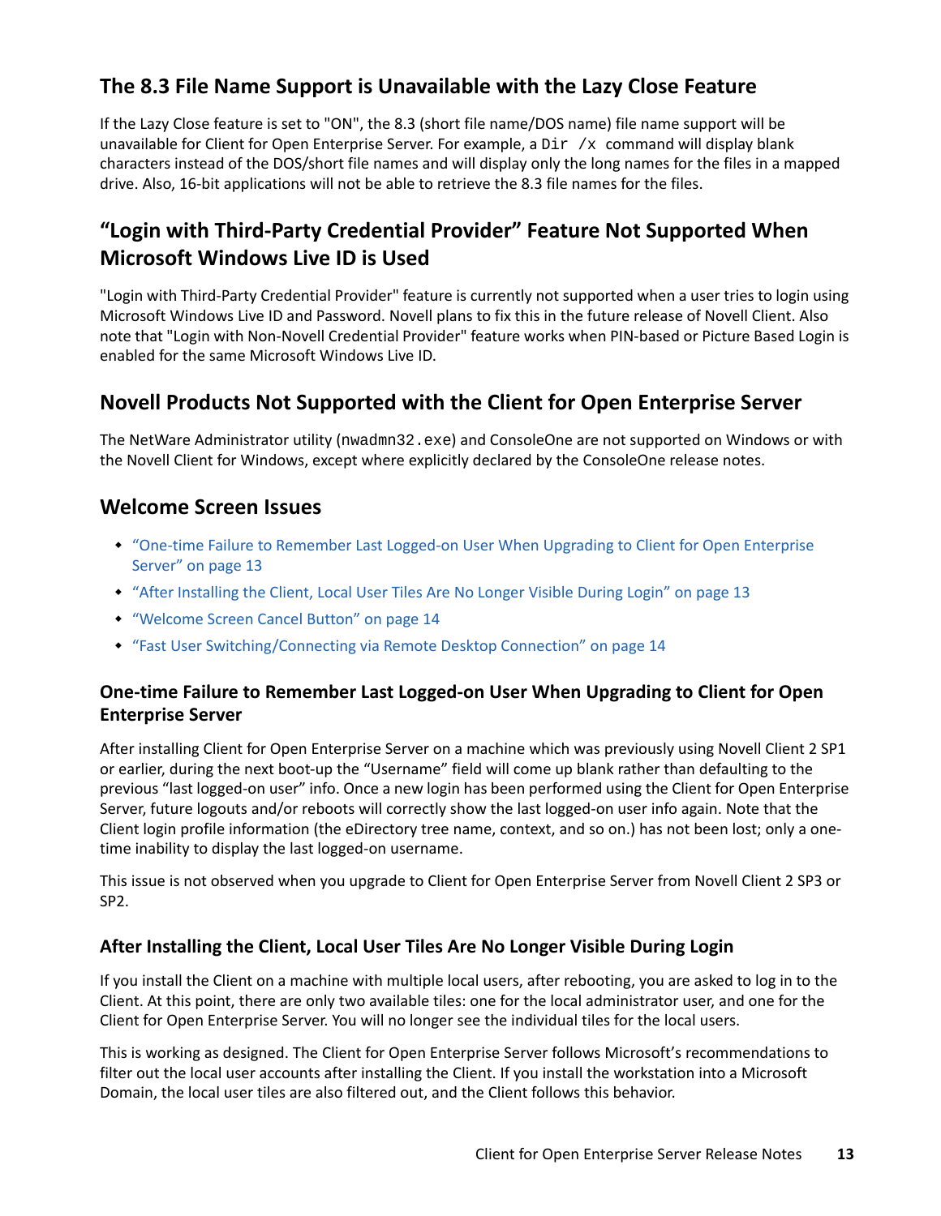## The 8.3 File Name Support is Unavailable with the Lazy Close Feature

If the Lazy Close feature is set to "ON", the 8.3 (short file name/DOS name) file name support will be unavailable for Client for Open Enterprise Server. For example, a `Dir /x` command will display blank characters instead of the DOS/short file names and will display only the long names for the files in a mapped drive. Also, 16-bit applications will not be able to retrieve the 8.3 file names for the files.

## “Login with Third-Party Credential Provider” Feature Not Supported When Microsoft Windows Live ID is Used

"Login with Third-Party Credential Provider" feature is currently not supported when a user tries to login using Microsoft Windows Live ID and Password. Novell plans to fix this in the future release of Novell Client. Also note that "Login with Non-Novell Credential Provider" feature works when PIN-based or Picture Based Login is enabled for the same Microsoft Windows Live ID.

## Novell Products Not Supported with the Client for Open Enterprise Server

The NetWare Administrator utility (`nwadmn32.exe`) and ConsoleOne are not supported on Windows or with the Novell Client for Windows, except where explicitly declared by the ConsoleOne release notes.

## Welcome Screen Issues

- “One-time Failure to Remember Last Logged-on User When Upgrading to Client for Open Enterprise Server” on page 13
- “After Installing the Client, Local User Tiles Are No Longer Visible During Login” on page 13
- “Welcome Screen Cancel Button” on page 14
- “Fast User Switching/Connecting via Remote Desktop Connection” on page 14

### One-time Failure to Remember Last Logged-on User When Upgrading to Client for Open Enterprise Server

After installing Client for Open Enterprise Server on a machine which was previously using Novell Client 2 SP1 or earlier, during the next boot-up the “Username” field will come up blank rather than defaulting to the previous “last logged-on user” info. Once a new login has been performed using the Client for Open Enterprise Server, future logouts and/or reboots will correctly show the last logged-on user info again. Note that the Client login profile information (the eDirectory tree name, context, and so on.) has not been lost; only a one-time inability to display the last logged-on username.

This issue is not observed when you upgrade to Client for Open Enterprise Server from Novell Client 2 SP3 or SP2.

### After Installing the Client, Local User Tiles Are No Longer Visible During Login

If you install the Client on a machine with multiple local users, after rebooting, you are asked to log in to the Client. At this point, there are only two available tiles: one for the local administrator user, and one for the Client for Open Enterprise Server. You will no longer see the individual tiles for the local users.

This is working as designed. The Client for Open Enterprise Server follows Microsoft’s recommendations to filter out the local user accounts after installing the Client. If you install the workstation into a Microsoft Domain, the local user tiles are also filtered out, and the Client follows this behavior.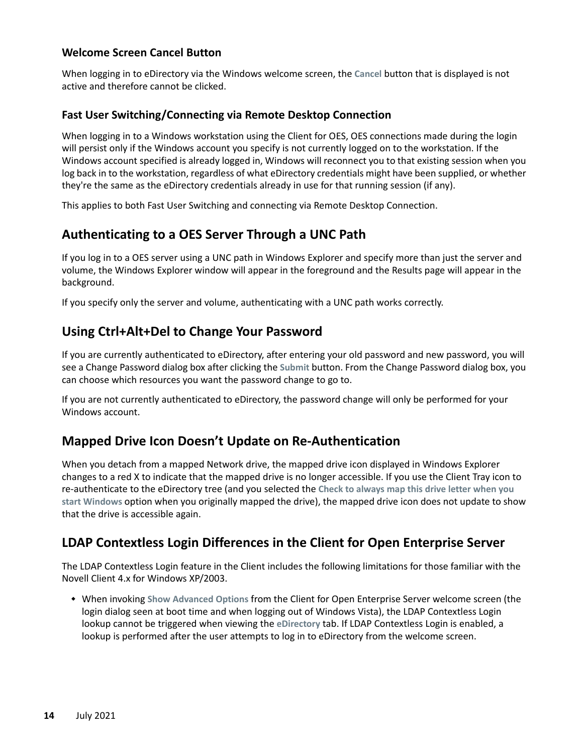### Welcome Screen Cancel Button

When logging in to eDirectory via the Windows welcome screen, the **Cancel** button that is displayed is not active and therefore cannot be clicked.

### Fast User Switching/Connecting via Remote Desktop Connection

When logging in to a Windows workstation using the Client for OES, OES connections made during the login will persist only if the Windows account you specify is not currently logged on to the workstation. If the Windows account specified is already logged in, Windows will reconnect you to that existing session when you log back in to the workstation, regardless of what eDirectory credentials might have been supplied, or whether they're the same as the eDirectory credentials already in use for that running session (if any).

This applies to both Fast User Switching and connecting via Remote Desktop Connection.

## Authenticating to a OES Server Through a UNC Path

If you log in to a OES server using a UNC path in Windows Explorer and specify more than just the server and volume, the Windows Explorer window will appear in the foreground and the Results page will appear in the background.

If you specify only the server and volume, authenticating with a UNC path works correctly.

## Using Ctrl+Alt+Del to Change Your Password

If you are currently authenticated to eDirectory, after entering your old password and new password, you will see a Change Password dialog box after clicking the **Submit** button. From the Change Password dialog box, you can choose which resources you want the password change to go to.

If you are not currently authenticated to eDirectory, the password change will only be performed for your Windows account.

## Mapped Drive Icon Doesn't Update on Re-Authentication

When you detach from a mapped Network drive, the mapped drive icon displayed in Windows Explorer changes to a red X to indicate that the mapped drive is no longer accessible. If you use the Client Tray icon to re-authenticate to the eDirectory tree (and you selected the **Check to always map this drive letter when you start Windows** option when you originally mapped the drive), the mapped drive icon does not update to show that the drive is accessible again.

## LDAP Contextless Login Differences in the Client for Open Enterprise Server

The LDAP Contextless Login feature in the Client includes the following limitations for those familiar with the Novell Client 4.x for Windows XP/2003.

- When invoking **Show Advanced Options** from the Client for Open Enterprise Server welcome screen (the login dialog seen at boot time and when logging out of Windows Vista), the LDAP Contextless Login lookup cannot be triggered when viewing the **eDirectory** tab. If LDAP Contextless Login is enabled, a lookup is performed after the user attempts to log in to eDirectory from the welcome screen.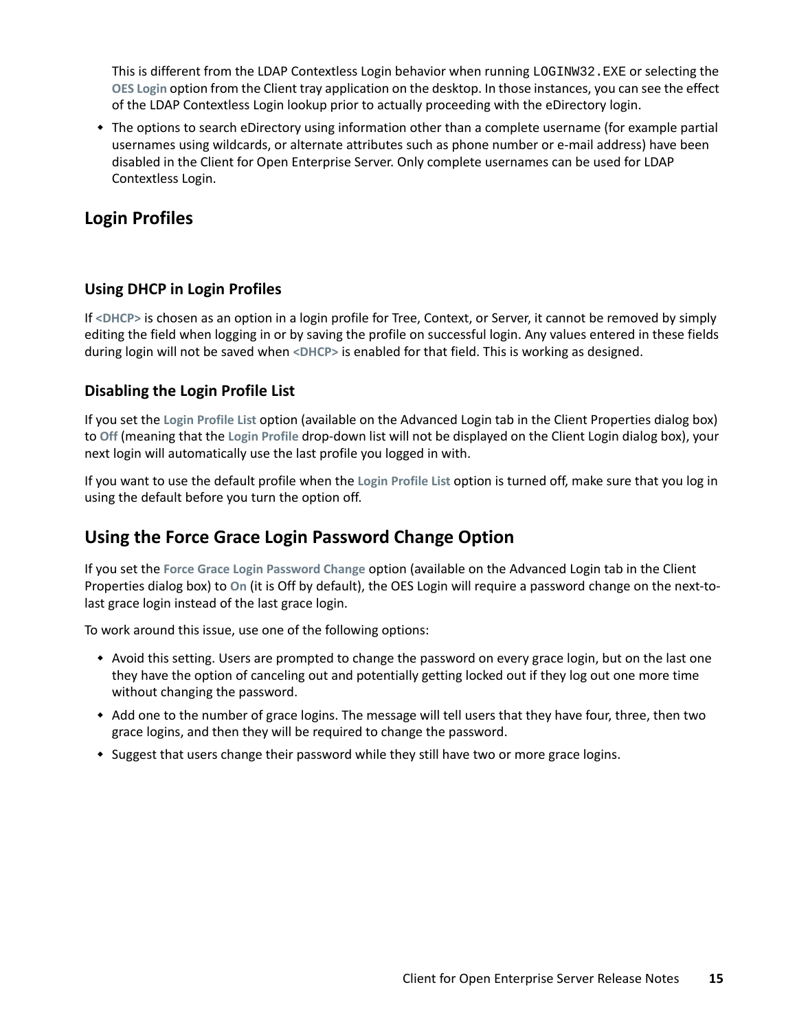This is different from the LDAP Contextless Login behavior when running LOGINW32.EXE or selecting the **OES Login** option from the Client tray application on the desktop. In those instances, you can see the effect of the LDAP Contextless Login lookup prior to actually proceeding with the eDirectory login.

- The options to search eDirectory using information other than a complete username (for example partial usernames using wildcards, or alternate attributes such as phone number or e-mail address) have been disabled in the Client for Open Enterprise Server. Only complete usernames can be used for LDAP Contextless Login.

## Login Profiles

### Using DHCP in Login Profiles

If **<DHCP>** is chosen as an option in a login profile for Tree, Context, or Server, it cannot be removed by simply editing the field when logging in or by saving the profile on successful login. Any values entered in these fields during login will not be saved when **<DHCP>** is enabled for that field. This is working as designed.

### Disabling the Login Profile List

If you set the **Login Profile List** option (available on the Advanced Login tab in the Client Properties dialog box) to **Off** (meaning that the **Login Profile** drop-down list will not be displayed on the Client Login dialog box), your next login will automatically use the last profile you logged in with.

If you want to use the default profile when the **Login Profile List** option is turned off, make sure that you log in using the default before you turn the option off.

## Using the Force Grace Login Password Change Option

If you set the **Force Grace Login Password Change** option (available on the Advanced Login tab in the Client Properties dialog box) to **On** (it is Off by default), the OES Login will require a password change on the next-to-last grace login instead of the last grace login.

To work around this issue, use one of the following options:

- Avoid this setting. Users are prompted to change the password on every grace login, but on the last one they have the option of canceling out and potentially getting locked out if they log out one more time without changing the password.
- Add one to the number of grace logins. The message will tell users that they have four, three, then two grace logins, and then they will be required to change the password.
- Suggest that users change their password while they still have two or more grace logins.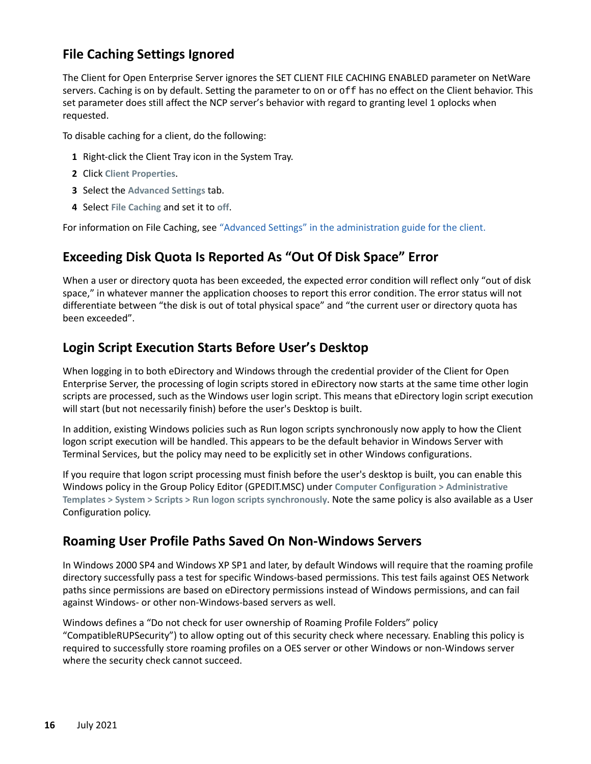## File Caching Settings Ignored

The Client for Open Enterprise Server ignores the SET CLIENT FILE CACHING ENABLED parameter on NetWare servers. Caching is on by default. Setting the parameter to `on` or `off` has no effect on the Client behavior. This set parameter does still affect the NCP server's behavior with regard to granting level 1 oplocks when requested.

To disable caching for a client, do the following:

1. Right-click the Client Tray icon in the System Tray.
2. Click **Client Properties**.
3. Select the **Advanced Settings** tab.
4. Select **File Caching** and set it to **off**.

For information on File Caching, see "Advanced Settings" in the administration guide for the client.

## Exceeding Disk Quota Is Reported As "Out Of Disk Space" Error

When a user or directory quota has been exceeded, the expected error condition will reflect only "out of disk space," in whatever manner the application chooses to report this error condition. The error status will not differentiate between "the disk is out of total physical space" and "the current user or directory quota has been exceeded".

## Login Script Execution Starts Before User's Desktop

When logging in to both eDirectory and Windows through the credential provider of the Client for Open Enterprise Server, the processing of login scripts stored in eDirectory now starts at the same time other login scripts are processed, such as the Windows user login script. This means that eDirectory login script execution will start (but not necessarily finish) before the user's Desktop is built.

In addition, existing Windows policies such as Run logon scripts synchronously now apply to how the Client logon script execution will be handled. This appears to be the default behavior in Windows Server with Terminal Services, but the policy may need to be explicitly set in other Windows configurations.

If you require that logon script processing must finish before the user's desktop is built, you can enable this Windows policy in the Group Policy Editor (GPEDIT.MSC) under **Computer Configuration > Administrative Templates > System > Scripts > Run logon scripts synchronously**. Note the same policy is also available as a User Configuration policy.

## Roaming User Profile Paths Saved On Non-Windows Servers

In Windows 2000 SP4 and Windows XP SP1 and later, by default Windows will require that the roaming profile directory successfully pass a test for specific Windows-based permissions. This test fails against OES Network paths since permissions are based on eDirectory permissions instead of Windows permissions, and can fail against Windows- or other non-Windows-based servers as well.

Windows defines a "Do not check for user ownership of Roaming Profile Folders" policy "CompatibleRUPSecurity") to allow opting out of this security check where necessary. Enabling this policy is required to successfully store roaming profiles on a OES server or other Windows or non-Windows server where the security check cannot succeed.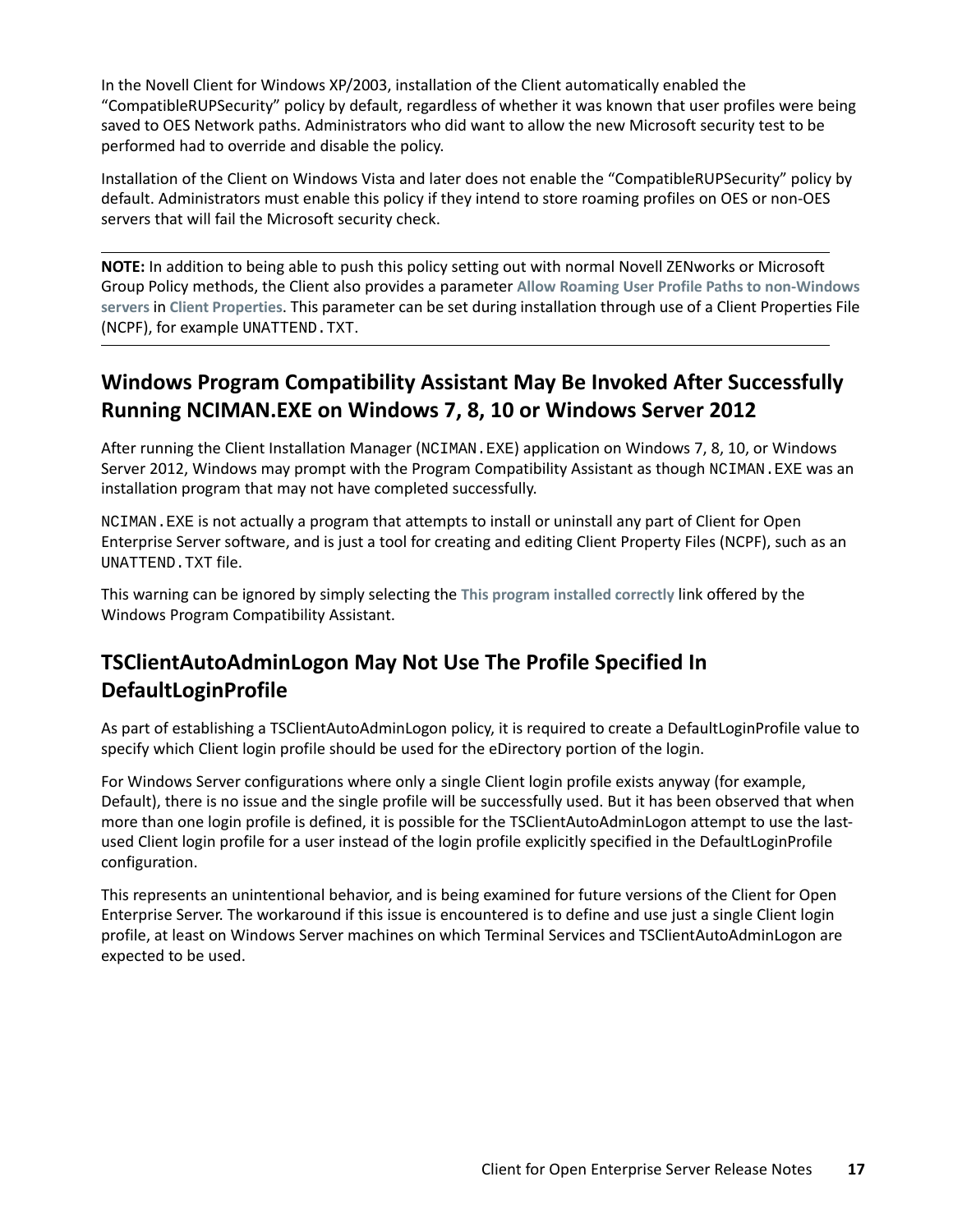In the Novell Client for Windows XP/2003, installation of the Client automatically enabled the “CompatibleRUPSecurity” policy by default, regardless of whether it was known that user profiles were being saved to OES Network paths. Administrators who did want to allow the new Microsoft security test to be performed had to override and disable the policy.

Installation of the Client on Windows Vista and later does not enable the “CompatibleRUPSecurity” policy by default. Administrators must enable this policy if they intend to store roaming profiles on OES or non-OES servers that will fail the Microsoft security check.

---

**NOTE:** In addition to being able to push this policy setting out with normal Novell ZENworks or Microsoft Group Policy methods, the Client also provides a parameter **Allow Roaming User Profile Paths to non-Windows servers** in **Client Properties**. This parameter can be set during installation through use of a Client Properties File (NCPF), for example `UNATTEND.TXT`.

---

## Windows Program Compatibility Assistant May Be Invoked After Successfully Running NCIMAN.EXE on Windows 7, 8, 10 or Windows Server 2012

After running the Client Installation Manager (`NCIMAN.EXE`) application on Windows 7, 8, 10, or Windows Server 2012, Windows may prompt with the Program Compatibility Assistant as though `NCIMAN.EXE` was an installation program that may not have completed successfully.

`NCIMAN.EXE` is not actually a program that attempts to install or uninstall any part of Client for Open Enterprise Server software, and is just a tool for creating and editing Client Property Files (NCPF), such as an `UNATTEND.TXT` file.

This warning can be ignored by simply selecting the **This program installed correctly** link offered by the Windows Program Compatibility Assistant.

## TSClientAutoAdminLogon May Not Use The Profile Specified In DefaultLoginProfile

As part of establishing a TSClientAutoAdminLogon policy, it is required to create a DefaultLoginProfile value to specify which Client login profile should be used for the eDirectory portion of the login.

For Windows Server configurations where only a single Client login profile exists anyway (for example, Default), there is no issue and the single profile will be successfully used. But it has been observed that when more than one login profile is defined, it is possible for the TSClientAutoAdminLogon attempt to use the last-used Client login profile for a user instead of the login profile explicitly specified in the DefaultLoginProfile configuration.

This represents an unintentional behavior, and is being examined for future versions of the Client for Open Enterprise Server. The workaround if this issue is encountered is to define and use just a single Client login profile, at least on Windows Server machines on which Terminal Services and TSClientAutoAdminLogon are expected to be used.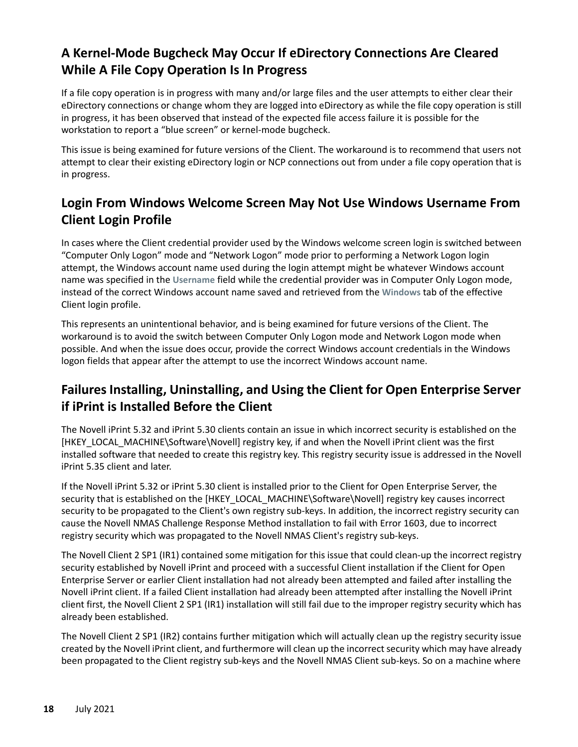## A Kernel-Mode Bugcheck May Occur If eDirectory Connections Are Cleared While A File Copy Operation Is In Progress

If a file copy operation is in progress with many and/or large files and the user attempts to either clear their eDirectory connections or change whom they are logged into eDirectory as while the file copy operation is still in progress, it has been observed that instead of the expected file access failure it is possible for the workstation to report a "blue screen" or kernel-mode bugcheck.

This issue is being examined for future versions of the Client. The workaround is to recommend that users not attempt to clear their existing eDirectory login or NCP connections out from under a file copy operation that is in progress.

## Login From Windows Welcome Screen May Not Use Windows Username From Client Login Profile

In cases where the Client credential provider used by the Windows welcome screen login is switched between "Computer Only Logon" mode and "Network Logon" mode prior to performing a Network Logon login attempt, the Windows account name used during the login attempt might be whatever Windows account name was specified in the **Username** field while the credential provider was in Computer Only Logon mode, instead of the correct Windows account name saved and retrieved from the **Windows** tab of the effective Client login profile.

This represents an unintentional behavior, and is being examined for future versions of the Client. The workaround is to avoid the switch between Computer Only Logon mode and Network Logon mode when possible. And when the issue does occur, provide the correct Windows account credentials in the Windows logon fields that appear after the attempt to use the incorrect Windows account name.

## Failures Installing, Uninstalling, and Using the Client for Open Enterprise Server if iPrint is Installed Before the Client

The Novell iPrint 5.32 and iPrint 5.30 clients contain an issue in which incorrect security is established on the [HKEY_LOCAL_MACHINE\Software\Novell] registry key, if and when the Novell iPrint client was the first installed software that needed to create this registry key. This registry security issue is addressed in the Novell iPrint 5.35 client and later.

If the Novell iPrint 5.32 or iPrint 5.30 client is installed prior to the Client for Open Enterprise Server, the security that is established on the [HKEY_LOCAL_MACHINE\Software\Novell] registry key causes incorrect security to be propagated to the Client's own registry sub-keys. In addition, the incorrect registry security can cause the Novell NMAS Challenge Response Method installation to fail with Error 1603, due to incorrect registry security which was propagated to the Novell NMAS Client's registry sub-keys.

The Novell Client 2 SP1 (IR1) contained some mitigation for this issue that could clean-up the incorrect registry security established by Novell iPrint and proceed with a successful Client installation if the Client for Open Enterprise Server or earlier Client installation had not already been attempted and failed after installing the Novell iPrint client. If a failed Client installation had already been attempted after installing the Novell iPrint client first, the Novell Client 2 SP1 (IR1) installation will still fail due to the improper registry security which has already been established.

The Novell Client 2 SP1 (IR2) contains further mitigation which will actually clean up the registry security issue created by the Novell iPrint client, and furthermore will clean up the incorrect security which may have already been propagated to the Client registry sub-keys and the Novell NMAS Client sub-keys. So on a machine where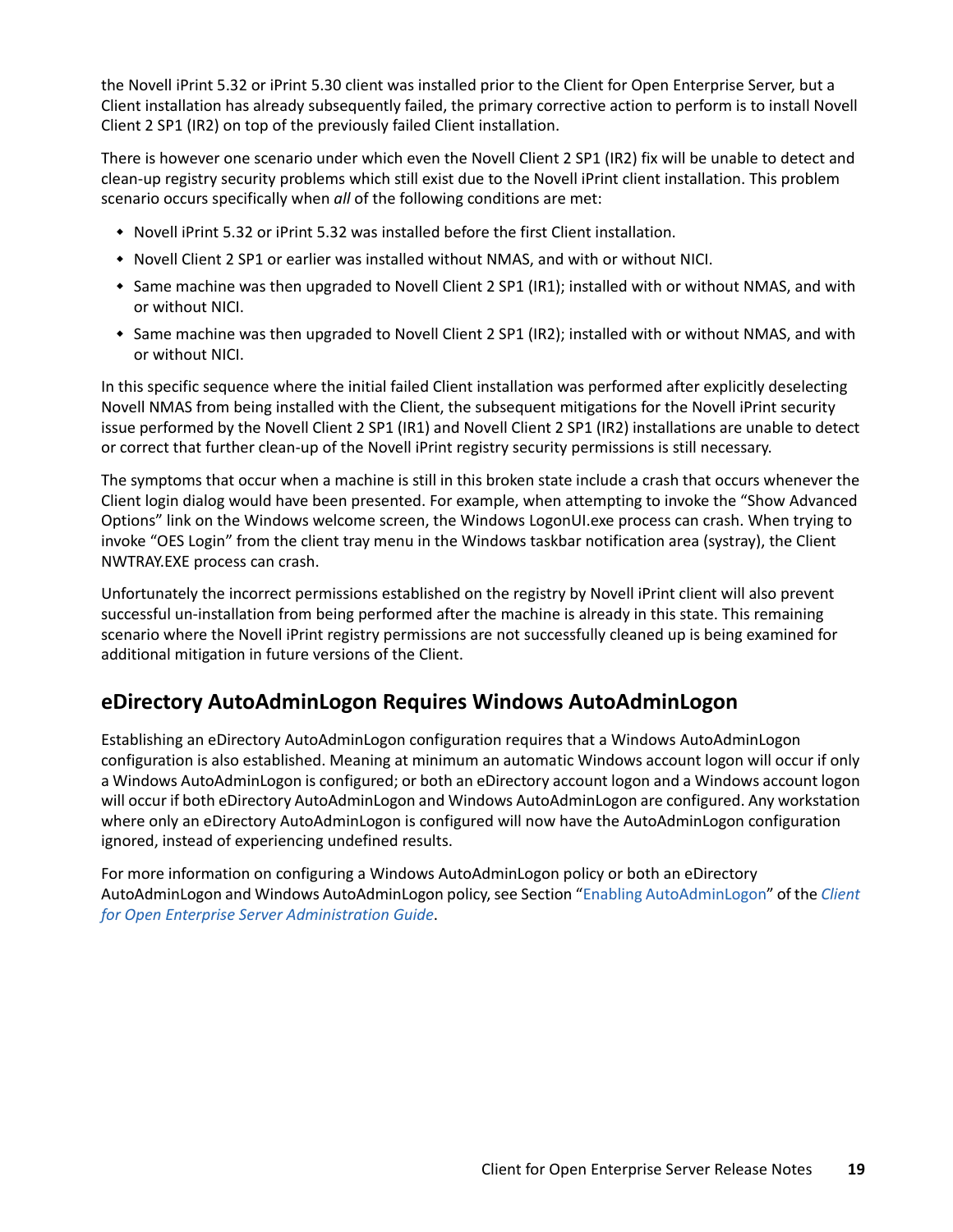the Novell iPrint 5.32 or iPrint 5.30 client was installed prior to the Client for Open Enterprise Server, but a Client installation has already subsequently failed, the primary corrective action to perform is to install Novell Client 2 SP1 (IR2) on top of the previously failed Client installation.

There is however one scenario under which even the Novell Client 2 SP1 (IR2) fix will be unable to detect and clean-up registry security problems which still exist due to the Novell iPrint client installation. This problem scenario occurs specifically when *all* of the following conditions are met:

- Novell iPrint 5.32 or iPrint 5.32 was installed before the first Client installation.
- Novell Client 2 SP1 or earlier was installed without NMAS, and with or without NICI.
- Same machine was then upgraded to Novell Client 2 SP1 (IR1); installed with or without NMAS, and with or without NICI.
- Same machine was then upgraded to Novell Client 2 SP1 (IR2); installed with or without NMAS, and with or without NICI.

In this specific sequence where the initial failed Client installation was performed after explicitly deselecting Novell NMAS from being installed with the Client, the subsequent mitigations for the Novell iPrint security issue performed by the Novell Client 2 SP1 (IR1) and Novell Client 2 SP1 (IR2) installations are unable to detect or correct that further clean-up of the Novell iPrint registry security permissions is still necessary.

The symptoms that occur when a machine is still in this broken state include a crash that occurs whenever the Client login dialog would have been presented. For example, when attempting to invoke the "Show Advanced Options" link on the Windows welcome screen, the Windows LogonUI.exe process can crash. When trying to invoke "OES Login" from the client tray menu in the Windows taskbar notification area (systray), the Client NWTRAY.EXE process can crash.

Unfortunately the incorrect permissions established on the registry by Novell iPrint client will also prevent successful un-installation from being performed after the machine is already in this state. This remaining scenario where the Novell iPrint registry permissions are not successfully cleaned up is being examined for additional mitigation in future versions of the Client.

## eDirectory AutoAdminLogon Requires Windows AutoAdminLogon

Establishing an eDirectory AutoAdminLogon configuration requires that a Windows AutoAdminLogon configuration is also established. Meaning at minimum an automatic Windows account logon will occur if only a Windows AutoAdminLogon is configured; or both an eDirectory account logon and a Windows account logon will occur if both eDirectory AutoAdminLogon and Windows AutoAdminLogon are configured. Any workstation where only an eDirectory AutoAdminLogon is configured will now have the AutoAdminLogon configuration ignored, instead of experiencing undefined results.

For more information on configuring a Windows AutoAdminLogon policy or both an eDirectory AutoAdminLogon and Windows AutoAdminLogon policy, see Section "Enabling AutoAdminLogon" of the *Client for Open Enterprise Server Administration Guide*.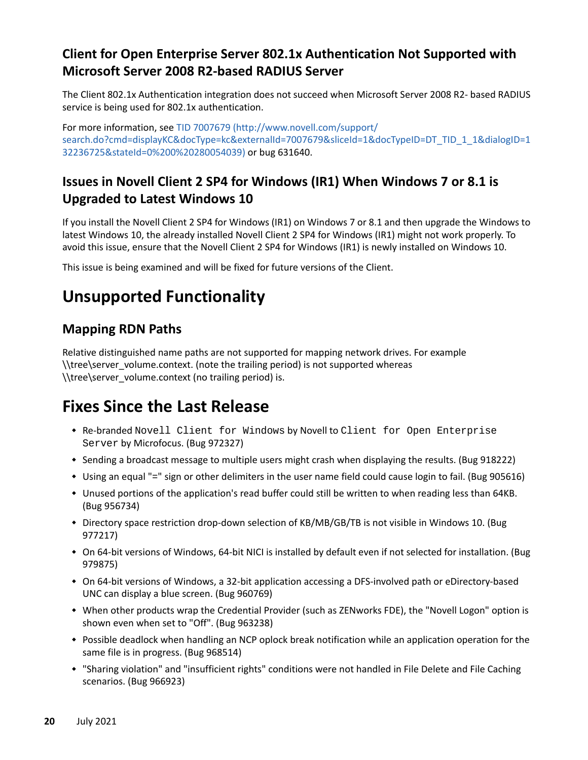### Client for Open Enterprise Server 802.1x Authentication Not Supported with Microsoft Server 2008 R2-based RADIUS Server

The Client 802.1x Authentication integration does not succeed when Microsoft Server 2008 R2- based RADIUS service is being used for 802.1x authentication.

For more information, see [TID 7007679 (http://www.novell.com/support/search.do?cmd=displayKC&docType=kc&externalId=7007679&sliceId=1&docTypeID=DT_TID_1_1&dialogID=132236725&stateId=0%200%20280054039)](http://www.novell.com/support/search.do?cmd=displayKC&docType=kc&externalId=7007679&sliceId=1&docTypeID=DT_TID_1_1&dialogID=132236725&stateId=0%200%20280054039) or bug 631640.

### Issues in Novell Client 2 SP4 for Windows (IR1) When Windows 7 or 8.1 is Upgraded to Latest Windows 10

If you install the Novell Client 2 SP4 for Windows (IR1) on Windows 7 or 8.1 and then upgrade the Windows to latest Windows 10, the already installed Novell Client 2 SP4 for Windows (IR1) might not work properly. To avoid this issue, ensure that the Novell Client 2 SP4 for Windows (IR1) is newly installed on Windows 10.

This issue is being examined and will be fixed for future versions of the Client.

## Unsupported Functionality

### Mapping RDN Paths

Relative distinguished name paths are not supported for mapping network drives. For example \\tree\server_volume.context. (note the trailing period) is not supported whereas \\tree\server_volume.context (no trailing period) is.

## Fixes Since the Last Release

- Re-branded `Novell Client for Windows` by Novell to `Client for Open Enterprise Server` by Microfocus. (Bug 972327)
- Sending a broadcast message to multiple users might crash when displaying the results. (Bug 918222)
- Using an equal "=" sign or other delimiters in the user name field could cause login to fail. (Bug 905616)
- Unused portions of the application's read buffer could still be written to when reading less than 64KB. (Bug 956734)
- Directory space restriction drop-down selection of KB/MB/GB/TB is not visible in Windows 10. (Bug 977217)
- On 64-bit versions of Windows, 64-bit NICI is installed by default even if not selected for installation. (Bug 979875)
- On 64-bit versions of Windows, a 32-bit application accessing a DFS-involved path or eDirectory-based UNC can display a blue screen. (Bug 960769)
- When other products wrap the Credential Provider (such as ZENworks FDE), the "Novell Logon" option is shown even when set to "Off". (Bug 963238)
- Possible deadlock when handling an NCP oplock break notification while an application operation for the same file is in progress. (Bug 968514)
- "Sharing violation" and "insufficient rights" conditions were not handled in File Delete and File Caching scenarios. (Bug 966923)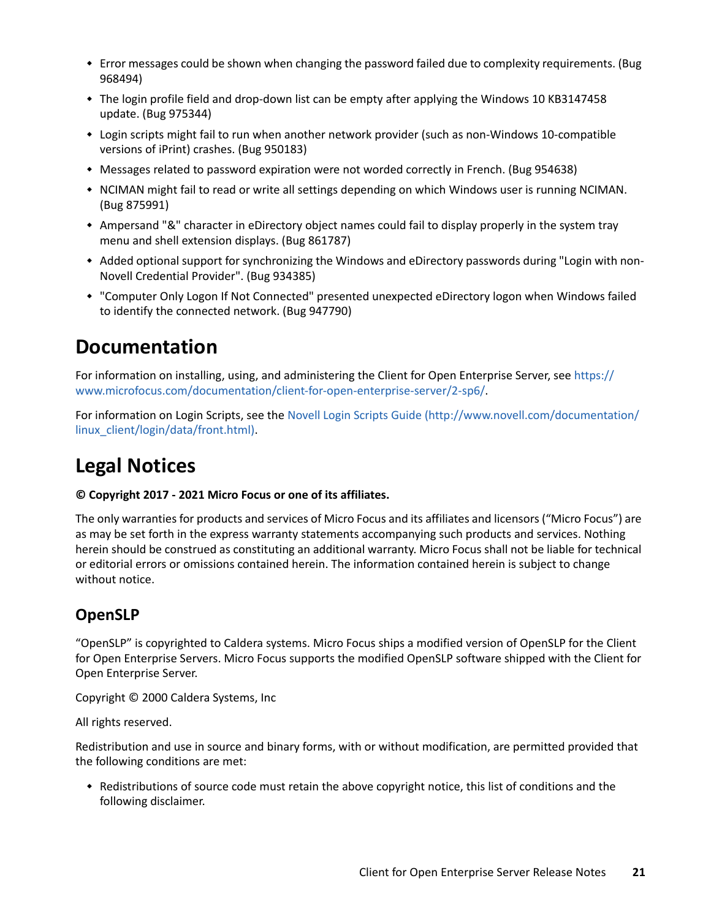- Error messages could be shown when changing the password failed due to complexity requirements. (Bug 968494)
- The login profile field and drop-down list can be empty after applying the Windows 10 KB3147458 update. (Bug 975344)
- Login scripts might fail to run when another network provider (such as non-Windows 10-compatible versions of iPrint) crashes. (Bug 950183)
- Messages related to password expiration were not worded correctly in French. (Bug 954638)
- NCIMAN might fail to read or write all settings depending on which Windows user is running NCIMAN. (Bug 875991)
- Ampersand "&" character in eDirectory object names could fail to display properly in the system tray menu and shell extension displays. (Bug 861787)
- Added optional support for synchronizing the Windows and eDirectory passwords during "Login with non-Novell Credential Provider". (Bug 934385)
- "Computer Only Logon If Not Connected" presented unexpected eDirectory logon when Windows failed to identify the connected network. (Bug 947790)

# Documentation

For information on installing, using, and administering the Client for Open Enterprise Server, see https://www.microfocus.com/documentation/client-for-open-enterprise-server/2-sp6/.

For information on Login Scripts, see the Novell Login Scripts Guide (http://www.novell.com/documentation/linux_client/login/data/front.html).

# Legal Notices

**© Copyright 2017 - 2021 Micro Focus or one of its affiliates.**

The only warranties for products and services of Micro Focus and its affiliates and licensors ("Micro Focus") are as may be set forth in the express warranty statements accompanying such products and services. Nothing herein should be construed as constituting an additional warranty. Micro Focus shall not be liable for technical or editorial errors or omissions contained herein. The information contained herein is subject to change without notice.

## OpenSLP

"OpenSLP" is copyrighted to Caldera systems. Micro Focus ships a modified version of OpenSLP for the Client for Open Enterprise Servers. Micro Focus supports the modified OpenSLP software shipped with the Client for Open Enterprise Server.

Copyright © 2000 Caldera Systems, Inc

All rights reserved.

Redistribution and use in source and binary forms, with or without modification, are permitted provided that the following conditions are met:

- Redistributions of source code must retain the above copyright notice, this list of conditions and the following disclaimer.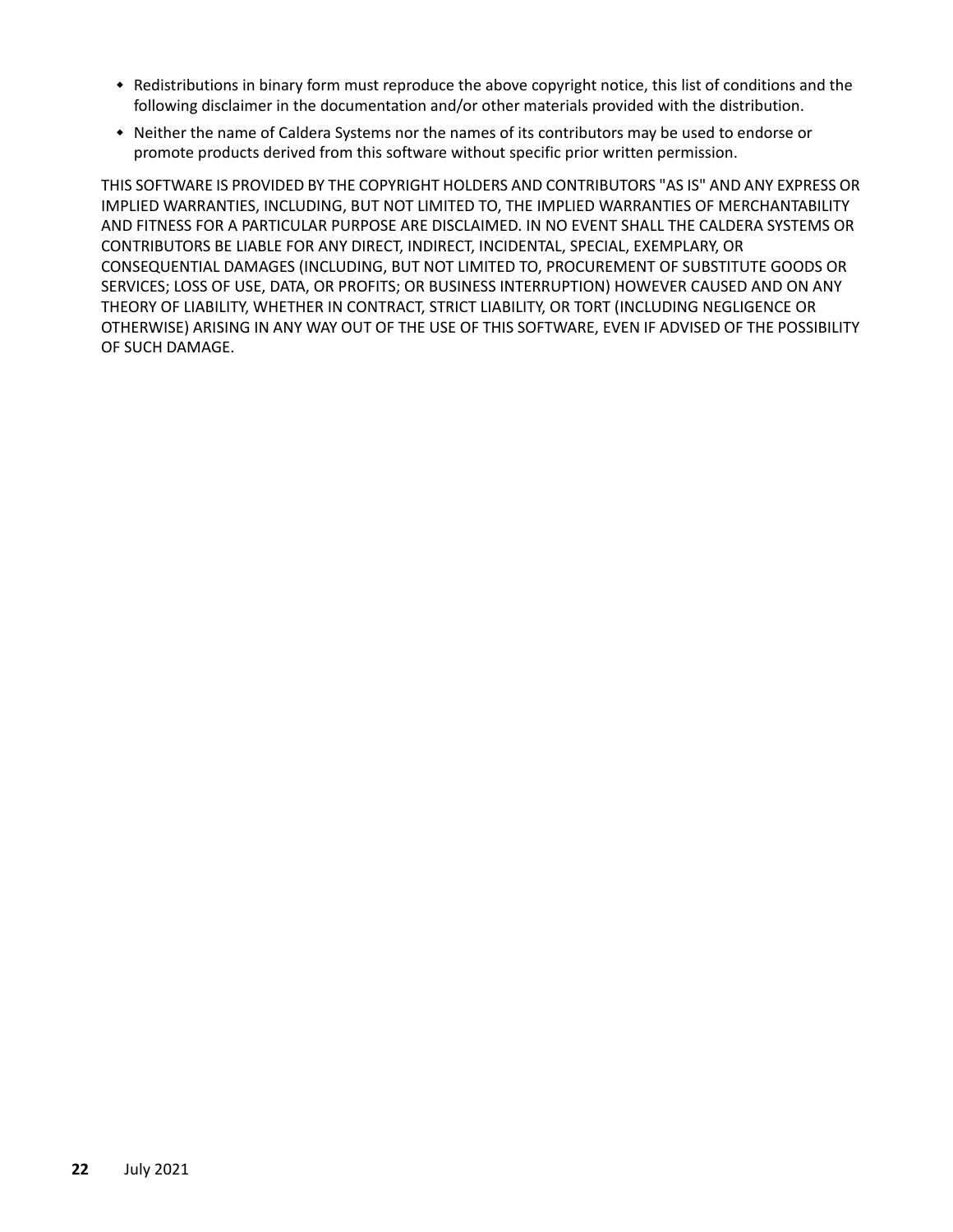- Redistributions in binary form must reproduce the above copyright notice, this list of conditions and the following disclaimer in the documentation and/or other materials provided with the distribution.
- Neither the name of Caldera Systems nor the names of its contributors may be used to endorse or promote products derived from this software without specific prior written permission.

THIS SOFTWARE IS PROVIDED BY THE COPYRIGHT HOLDERS AND CONTRIBUTORS "AS IS" AND ANY EXPRESS OR IMPLIED WARRANTIES, INCLUDING, BUT NOT LIMITED TO, THE IMPLIED WARRANTIES OF MERCHANTABILITY AND FITNESS FOR A PARTICULAR PURPOSE ARE DISCLAIMED. IN NO EVENT SHALL THE CALDERA SYSTEMS OR CONTRIBUTORS BE LIABLE FOR ANY DIRECT, INDIRECT, INCIDENTAL, SPECIAL, EXEMPLARY, OR CONSEQUENTIAL DAMAGES (INCLUDING, BUT NOT LIMITED TO, PROCUREMENT OF SUBSTITUTE GOODS OR SERVICES; LOSS OF USE, DATA, OR PROFITS; OR BUSINESS INTERRUPTION) HOWEVER CAUSED AND ON ANY THEORY OF LIABILITY, WHETHER IN CONTRACT, STRICT LIABILITY, OR TORT (INCLUDING NEGLIGENCE OR OTHERWISE) ARISING IN ANY WAY OUT OF THE USE OF THIS SOFTWARE, EVEN IF ADVISED OF THE POSSIBILITY OF SUCH DAMAGE.